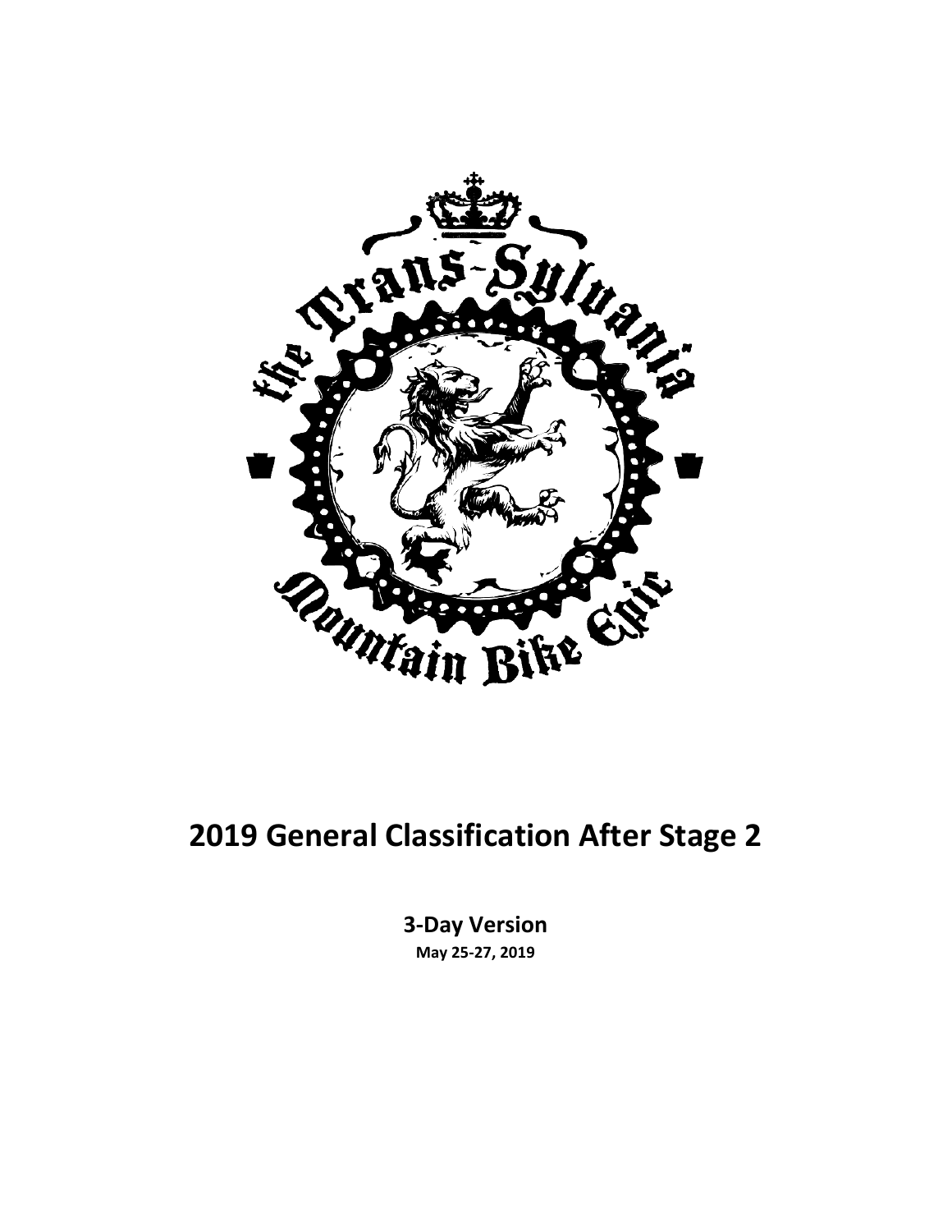# 2019 General Classification After Stage 2

**3-Day Version**

**May 25-27, 2019**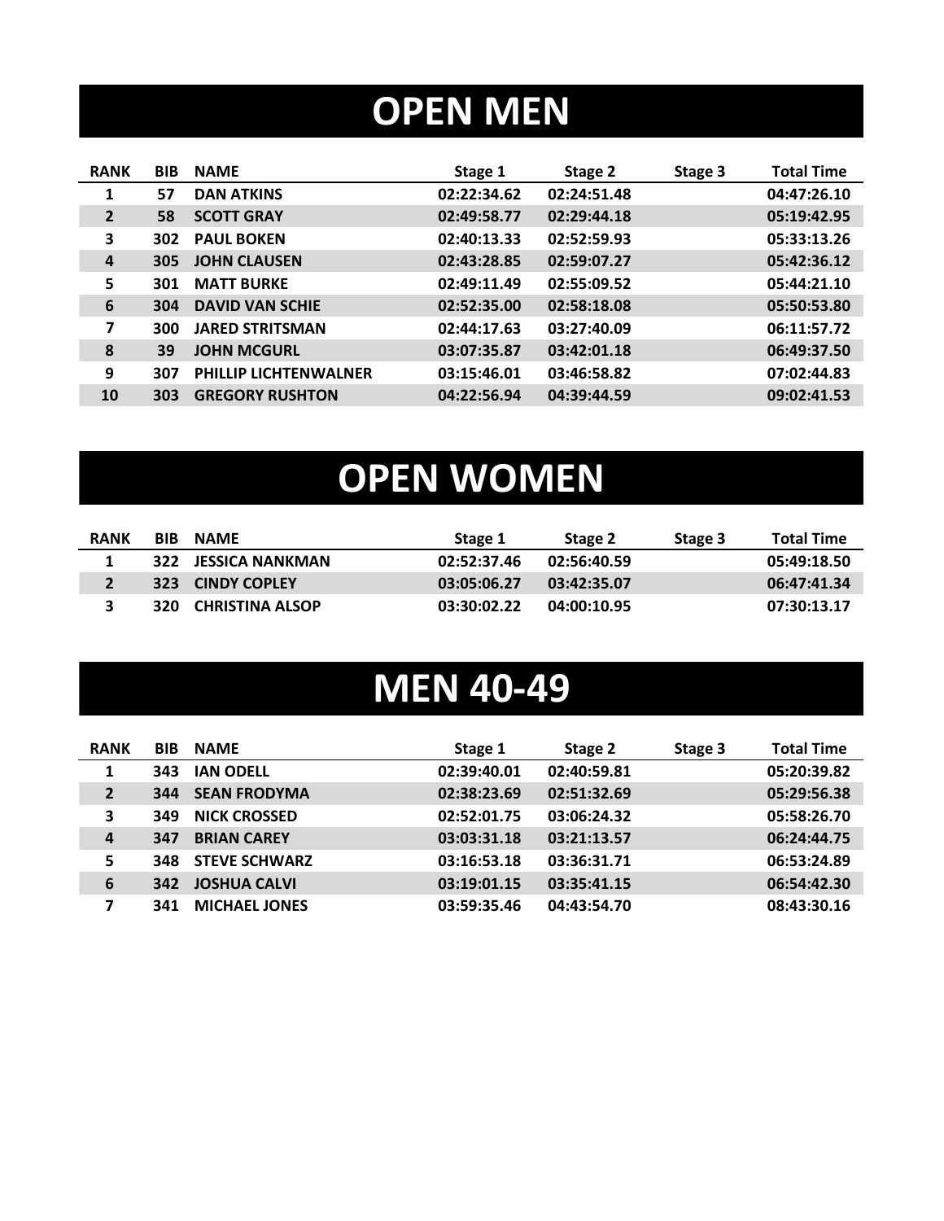# OPEN MEN

| RANK | BIB | NAME | Stage 1 | Stage 2 | Stage 3 | Total Time |
|---|---|---|---|---|---|---|
| 1 | 57 | DAN ATKINS | 02:22:34.62 | 02:24:51.48 | | 04:47:26.10 |
| 2 | 58 | SCOTT GRAY | 02:49:58.77 | 02:29:44.18 | | 05:19:42.95 |
| 3 | 302 | PAUL BOKEN | 02:40:13.33 | 02:52:59.93 | | 05:33:13.26 |
| 4 | 305 | JOHN CLAUSEN | 02:43:28.85 | 02:59:07.27 | | 05:42:36.12 |
| 5 | 301 | MATT BURKE | 02:49:11.49 | 02:55:09.52 | | 05:44:21.10 |
| 6 | 304 | DAVID VAN SCHIE | 02:52:35.00 | 02:58:18.08 | | 05:50:53.80 |
| 7 | 300 | JARED STRITSMAN | 02:44:17.63 | 03:27:40.09 | | 06:11:57.72 |
| 8 | 39 | JOHN MCGURL | 03:07:35.87 | 03:42:01.18 | | 06:49:37.50 |
| 9 | 307 | PHILLIP LICHTENWALNER | 03:15:46.01 | 03:46:58.82 | | 07:02:44.83 |
| 10 | 303 | GREGORY RUSHTON | 04:22:56.94 | 04:39:44.59 | | 09:02:41.53 |

# OPEN WOMEN

| RANK | BIB | NAME | Stage 1 | Stage 2 | Stage 3 | Total Time |
|---|---|---|---|---|---|---|
| 1 | 322 | JESSICA NANKMAN | 02:52:37.46 | 02:56:40.59 | | 05:49:18.50 |
| 2 | 323 | CINDY COPLEY | 03:05:06.27 | 03:42:35.07 | | 06:47:41.34 |
| 3 | 320 | CHRISTINA ALSOP | 03:30:02.22 | 04:00:10.95 | | 07:30:13.17 |

# MEN 40-49

| RANK | BIB | NAME | Stage 1 | Stage 2 | Stage 3 | Total Time |
|---|---|---|---|---|---|---|
| 1 | 343 | IAN ODELL | 02:39:40.01 | 02:40:59.81 | | 05:20:39.82 |
| 2 | 344 | SEAN FRODYMA | 02:38:23.69 | 02:51:32.69 | | 05:29:56.38 |
| 3 | 349 | NICK CROSSED | 02:52:01.75 | 03:06:24.32 | | 05:58:26.70 |
| 4 | 347 | BRIAN CAREY | 03:03:31.18 | 03:21:13.57 | | 06:24:44.75 |
| 5 | 348 | STEVE SCHWARZ | 03:16:53.18 | 03:36:31.71 | | 06:53:24.89 |
| 6 | 342 | JOSHUA CALVI | 03:19:01.15 | 03:35:41.15 | | 06:54:42.30 |
| 7 | 341 | MICHAEL JONES | 03:59:35.46 | 04:43:54.70 | | 08:43:30.16 |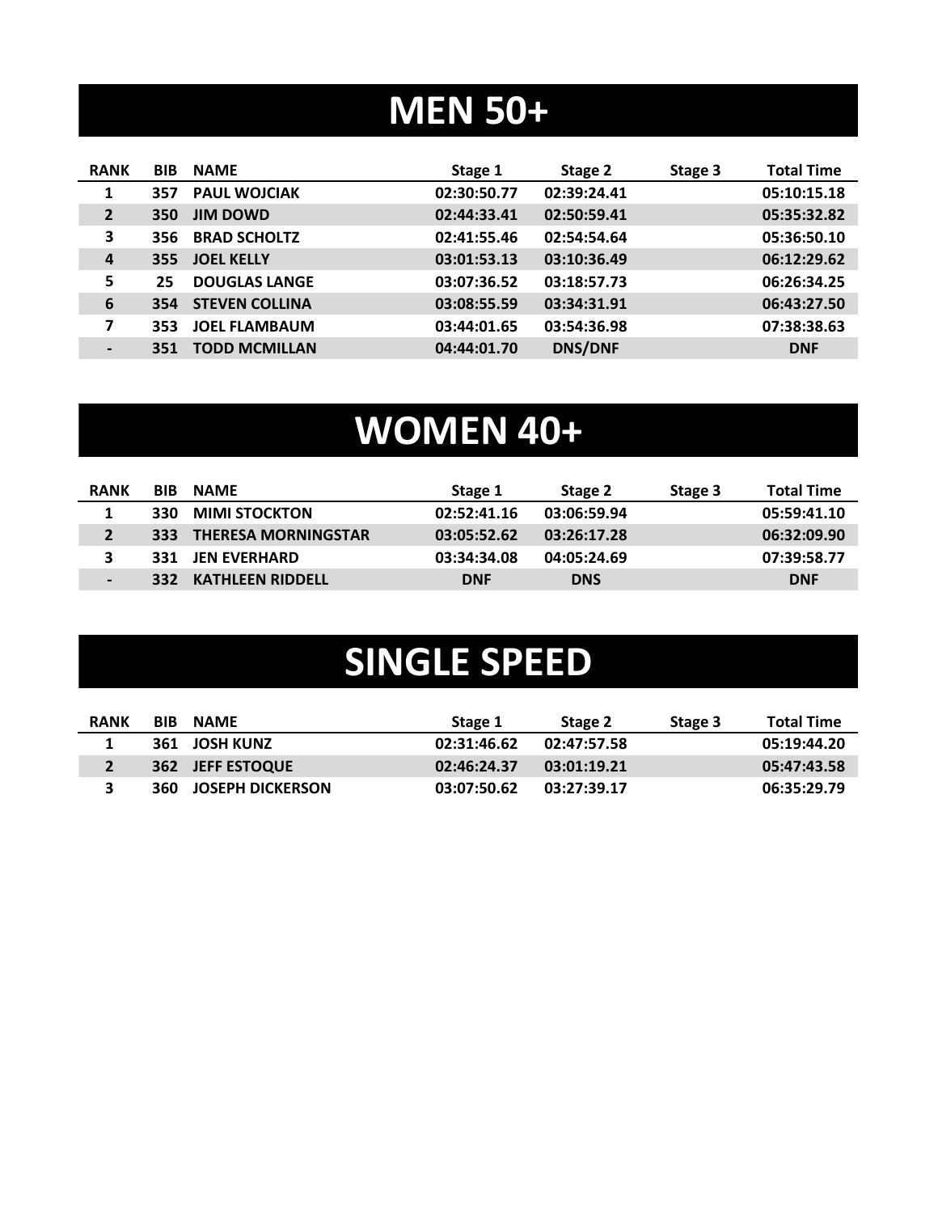# MEN 50+

| RANK | BIB | NAME | Stage 1 | Stage 2 | Stage 3 | Total Time |
|---|---|---|---|---|---|---|
| 1 | 357 | PAUL WOJCIAK | 02:30:50.77 | 02:39:24.41 | | 05:10:15.18 |
| 2 | 350 | JIM DOWD | 02:44:33.41 | 02:50:59.41 | | 05:35:32.82 |
| 3 | 356 | BRAD SCHOLTZ | 02:41:55.46 | 02:54:54.64 | | 05:36:50.10 |
| 4 | 355 | JOEL KELLY | 03:01:53.13 | 03:10:36.49 | | 06:12:29.62 |
| 5 | 25 | DOUGLAS LANGE | 03:07:36.52 | 03:18:57.73 | | 06:26:34.25 |
| 6 | 354 | STEVEN COLLINA | 03:08:55.59 | 03:34:31.91 | | 06:43:27.50 |
| 7 | 353 | JOEL FLAMBAUM | 03:44:01.65 | 03:54:36.98 | | 07:38:38.63 |
| - | 351 | TODD MCMILLAN | 04:44:01.70 | DNS/DNF | | DNF |

# WOMEN 40+

| RANK | BIB | NAME | Stage 1 | Stage 2 | Stage 3 | Total Time |
|---|---|---|---|---|---|---|
| 1 | 330 | MIMI STOCKTON | 02:52:41.16 | 03:06:59.94 | | 05:59:41.10 |
| 2 | 333 | THERESA MORNINGSTAR | 03:05:52.62 | 03:26:17.28 | | 06:32:09.90 |
| 3 | 331 | JEN EVERHARD | 03:34:34.08 | 04:05:24.69 | | 07:39:58.77 |
| - | 332 | KATHLEEN RIDDELL | DNF | DNS | | DNF |

# SINGLE SPEED

| RANK | BIB | NAME | Stage 1 | Stage 2 | Stage 3 | Total Time |
|---|---|---|---|---|---|---|
| 1 | 361 | JOSH KUNZ | 02:31:46.62 | 02:47:57.58 | | 05:19:44.20 |
| 2 | 362 | JEFF ESTOQUE | 02:46:24.37 | 03:01:19.21 | | 05:47:43.58 |
| 3 | 360 | JOSEPH DICKERSON | 03:07:50.62 | 03:27:39.17 | | 06:35:29.79 |